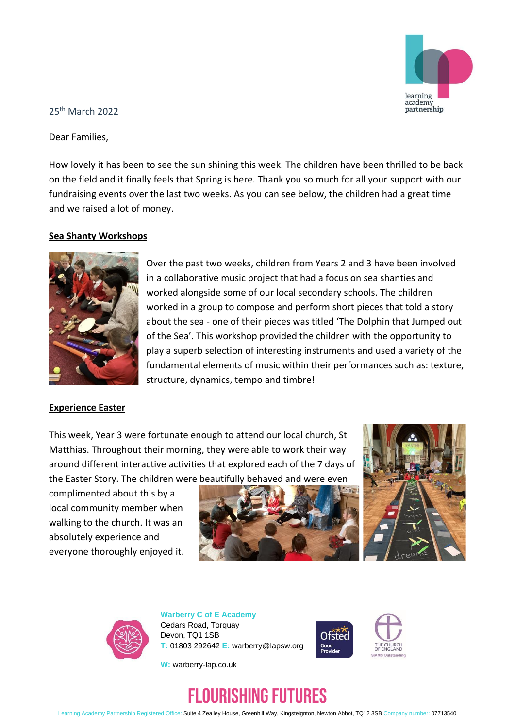25th March 2022

Dear Families,

How lovely it has been to see the sun shining this week. The children have been thrilled to be back on the field and it finally feels that Spring is here. Thank you so much for all your support with our fundraising events over the last two weeks. As you can see below, the children had a great time and we raised a lot of money.

## Sea Shanty Workshops

Over the past two weeks, children from Years 2 and 3 have been involved in a collaborative music project that had a focus on sea shanties and worked alongside some of our local secondary schools. The children worked in a group to compose and perform short pieces that told a story about the sea - one of their pieces was titled 'The Dolphin that Jumped out of the Sea'. This workshop provided the children with the opportunity to play a superb selection of interesting instruments and used a variety of the fundamental elements of music within their performances such as: texture, structure, dynamics, tempo and timbre!

## Experience Easter

This week, Year 3 were fortunate enough to attend our local church, St Matthias. Throughout their morning, they were able to work their way around different interactive activities that explored each of the 7 days of the Easter Story. The children were beautifully behaved and were even complimented about this by a local community member when walking to the church. It was an absolutely experience and everyone thoroughly enjoyed it.

**Warberry C of E Academy**
Cedars Road, Torquay
Devon, TQ1 1SB
T: 01803 292642 E: warberry@lapsw.org
W: warberry-lap.co.uk

FLOURISHING FUTURES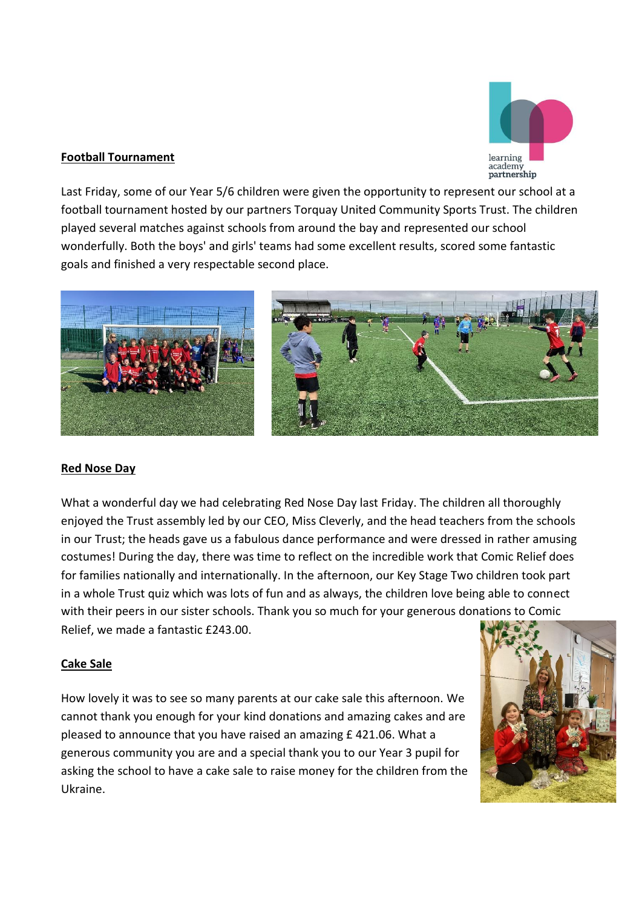## Football Tournament

Last Friday, some of our Year 5/6 children were given the opportunity to represent our school at a football tournament hosted by our partners Torquay United Community Sports Trust. The children played several matches against schools from around the bay and represented our school wonderfully. Both the boys' and girls' teams had some excellent results, scored some fantastic goals and finished a very respectable second place.

## Red Nose Day

What a wonderful day we had celebrating Red Nose Day last Friday. The children all thoroughly enjoyed the Trust assembly led by our CEO, Miss Cleverly, and the head teachers from the schools in our Trust; the heads gave us a fabulous dance performance and were dressed in rather amusing costumes! During the day, there was time to reflect on the incredible work that Comic Relief does for families nationally and internationally. In the afternoon, our Key Stage Two children took part in a whole Trust quiz which was lots of fun and as always, the children love being able to connect with their peers in our sister schools. Thank you so much for your generous donations to Comic Relief, we made a fantastic £243.00.

## Cake Sale

How lovely it was to see so many parents at our cake sale this afternoon. We cannot thank you enough for your kind donations and amazing cakes and are pleased to announce that you have raised an amazing £ 421.06. What a generous community you are and a special thank you to our Year 3 pupil for asking the school to have a cake sale to raise money for the children from the Ukraine.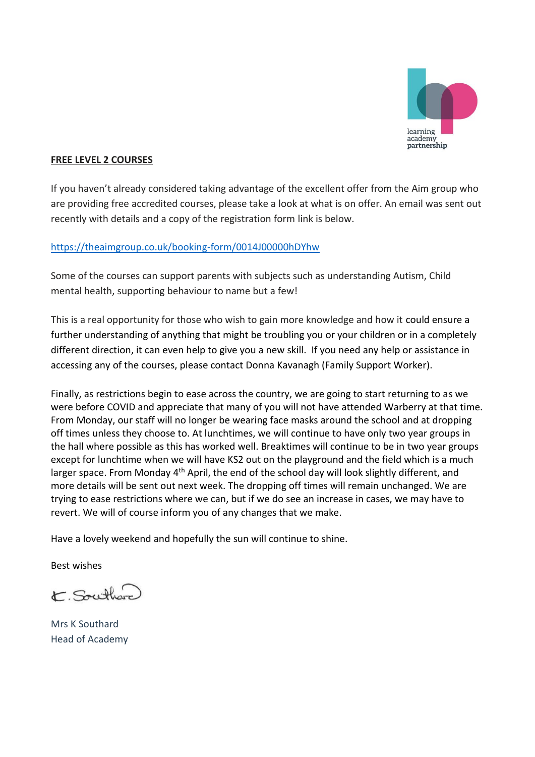**FREE LEVEL 2 COURSES**

If you haven't already considered taking advantage of the excellent offer from the Aim group who are providing free accredited courses, please take a look at what is on offer. An email was sent out recently with details and a copy of the registration form link is below.

https://theaimgroup.co.uk/booking-form/0014J00000hDYhw

Some of the courses can support parents with subjects such as understanding Autism, Child mental health, supporting behaviour to name but a few!

This is a real opportunity for those who wish to gain more knowledge and how it could ensure a further understanding of anything that might be troubling you or your children or in a completely different direction, it can even help to give you a new skill. If you need any help or assistance in accessing any of the courses, please contact Donna Kavanagh (Family Support Worker).

Finally, as restrictions begin to ease across the country, we are going to start returning to as we were before COVID and appreciate that many of you will not have attended Warberry at that time. From Monday, our staff will no longer be wearing face masks around the school and at dropping off times unless they choose to. At lunchtimes, we will continue to have only two year groups in the hall where possible as this has worked well. Breaktimes will continue to be in two year groups except for lunchtime when we will have KS2 out on the playground and the field which is a much larger space. From Monday 4th April, the end of the school day will look slightly different, and more details will be sent out next week. The dropping off times will remain unchanged. We are trying to ease restrictions where we can, but if we do see an increase in cases, we may have to revert. We will of course inform you of any changes that we make.

Have a lovely weekend and hopefully the sun will continue to shine.

Best wishes

K. Southard

Mrs K Southard
Head of Academy